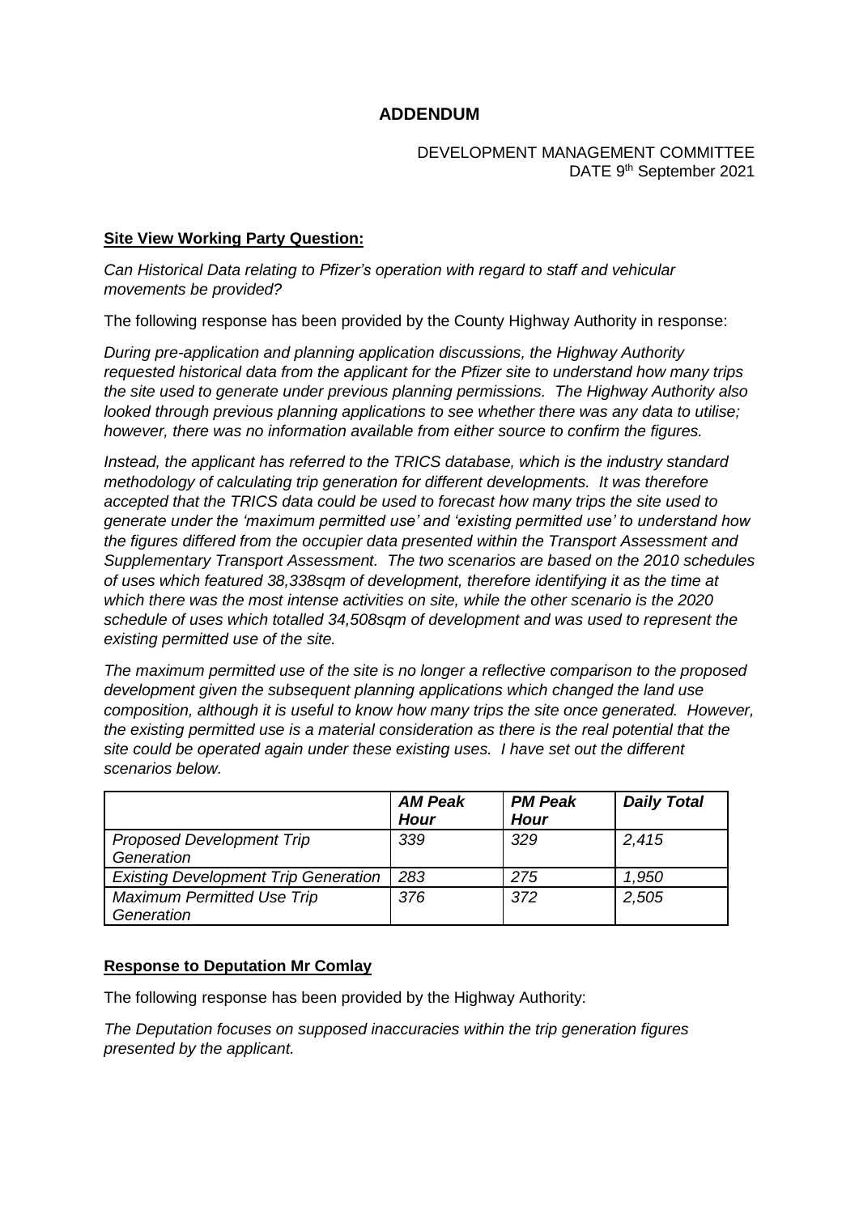# ADDENDUM

DEVELOPMENT MANAGEMENT COMMITTEE
DATE 9th September 2021

**Site View Working Party Question:**

*Can Historical Data relating to Pfizer's operation with regard to staff and vehicular movements be provided?*

The following response has been provided by the County Highway Authority in response:

*During pre-application and planning application discussions, the Highway Authority requested historical data from the applicant for the Pfizer site to understand how many trips the site used to generate under previous planning permissions. The Highway Authority also looked through previous planning applications to see whether there was any data to utilise; however, there was no information available from either source to confirm the figures.*

*Instead, the applicant has referred to the TRICS database, which is the industry standard methodology of calculating trip generation for different developments. It was therefore accepted that the TRICS data could be used to forecast how many trips the site used to generate under the 'maximum permitted use' and 'existing permitted use' to understand how the figures differed from the occupier data presented within the Transport Assessment and Supplementary Transport Assessment. The two scenarios are based on the 2010 schedules of uses which featured 38,338sqm of development, therefore identifying it as the time at which there was the most intense activities on site, while the other scenario is the 2020 schedule of uses which totalled 34,508sqm of development and was used to represent the existing permitted use of the site.*

*The maximum permitted use of the site is no longer a reflective comparison to the proposed development given the subsequent planning applications which changed the land use composition, although it is useful to know how many trips the site once generated. However, the existing permitted use is a material consideration as there is the real potential that the site could be operated again under these existing uses. I have set out the different scenarios below.*

| | *AM Peak Hour* | *PM Peak Hour* | *Daily Total* |
|---|---|---|---|
| *Proposed Development Trip Generation* | *339* | *329* | *2,415* |
| *Existing Development Trip Generation* | *283* | *275* | *1,950* |
| *Maximum Permitted Use Trip Generation* | *376* | *372* | *2,505* |

**Response to Deputation Mr Comlay**

The following response has been provided by the Highway Authority:

*The Deputation focuses on supposed inaccuracies within the trip generation figures presented by the applicant.*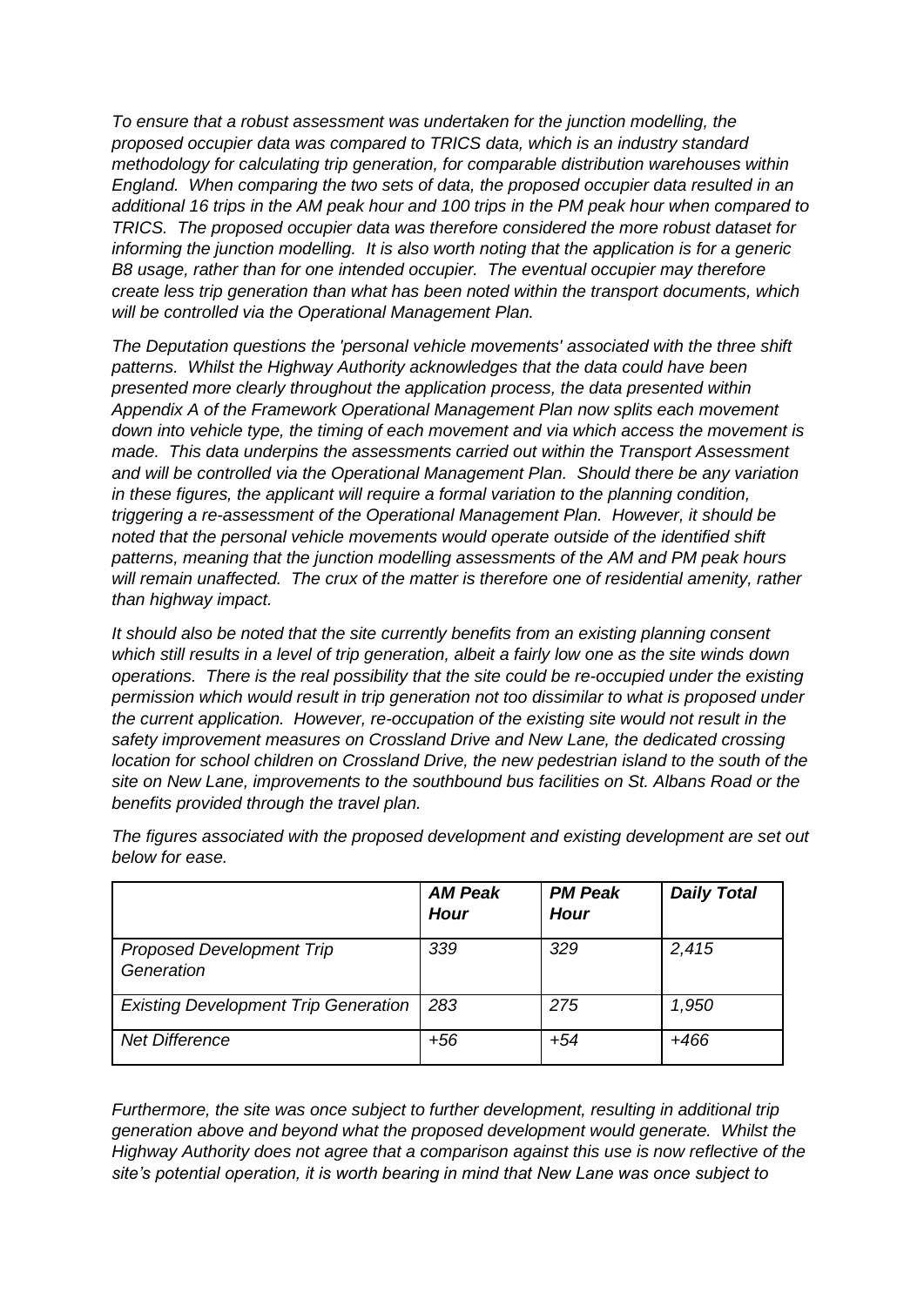*To ensure that a robust assessment was undertaken for the junction modelling, the proposed occupier data was compared to TRICS data, which is an industry standard methodology for calculating trip generation, for comparable distribution warehouses within England. When comparing the two sets of data, the proposed occupier data resulted in an additional 16 trips in the AM peak hour and 100 trips in the PM peak hour when compared to TRICS. The proposed occupier data was therefore considered the more robust dataset for informing the junction modelling. It is also worth noting that the application is for a generic B8 usage, rather than for one intended occupier. The eventual occupier may therefore create less trip generation than what has been noted within the transport documents, which will be controlled via the Operational Management Plan.*

*The Deputation questions the 'personal vehicle movements' associated with the three shift patterns. Whilst the Highway Authority acknowledges that the data could have been presented more clearly throughout the application process, the data presented within Appendix A of the Framework Operational Management Plan now splits each movement down into vehicle type, the timing of each movement and via which access the movement is made. This data underpins the assessments carried out within the Transport Assessment and will be controlled via the Operational Management Plan. Should there be any variation in these figures, the applicant will require a formal variation to the planning condition, triggering a re-assessment of the Operational Management Plan. However, it should be noted that the personal vehicle movements would operate outside of the identified shift patterns, meaning that the junction modelling assessments of the AM and PM peak hours will remain unaffected. The crux of the matter is therefore one of residential amenity, rather than highway impact.*

*It should also be noted that the site currently benefits from an existing planning consent which still results in a level of trip generation, albeit a fairly low one as the site winds down operations. There is the real possibility that the site could be re-occupied under the existing permission which would result in trip generation not too dissimilar to what is proposed under the current application. However, re-occupation of the existing site would not result in the safety improvement measures on Crossland Drive and New Lane, the dedicated crossing location for school children on Crossland Drive, the new pedestrian island to the south of the site on New Lane, improvements to the southbound bus facilities on St. Albans Road or the benefits provided through the travel plan.*

*The figures associated with the proposed development and existing development are set out below for ease.*

| | ***AM Peak Hour*** | ***PM Peak Hour*** | ***Daily Total*** |
|---|---|---|---|
| *Proposed Development Trip Generation* | *339* | *329* | *2,415* |
| *Existing Development Trip Generation* | *283* | *275* | *1,950* |
| *Net Difference* | *+56* | *+54* | *+466* |

*Furthermore, the site was once subject to further development, resulting in additional trip generation above and beyond what the proposed development would generate. Whilst the Highway Authority does not agree that a comparison against this use is now reflective of the site's potential operation, it is worth bearing in mind that New Lane was once subject to*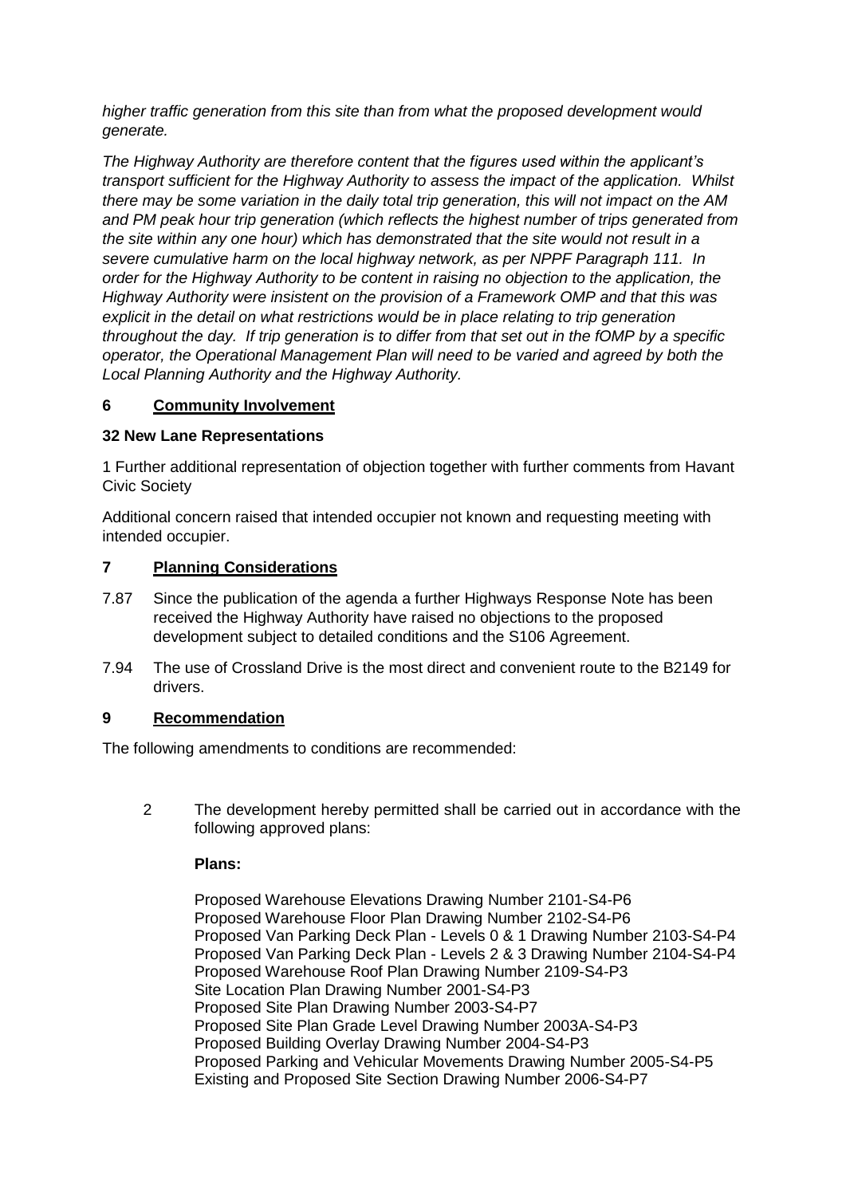*higher traffic generation from this site than from what the proposed development would generate.*

*The Highway Authority are therefore content that the figures used within the applicant's transport sufficient for the Highway Authority to assess the impact of the application. Whilst there may be some variation in the daily total trip generation, this will not impact on the AM and PM peak hour trip generation (which reflects the highest number of trips generated from the site within any one hour) which has demonstrated that the site would not result in a severe cumulative harm on the local highway network, as per NPPF Paragraph 111. In order for the Highway Authority to be content in raising no objection to the application, the Highway Authority were insistent on the provision of a Framework OMP and that this was explicit in the detail on what restrictions would be in place relating to trip generation throughout the day. If trip generation is to differ from that set out in the fOMP by a specific operator, the Operational Management Plan will need to be varied and agreed by both the Local Planning Authority and the Highway Authority.*

## 6 Community Involvement

**32 New Lane Representations**

1 Further additional representation of objection together with further comments from Havant Civic Society

Additional concern raised that intended occupier not known and requesting meeting with intended occupier.

## 7 Planning Considerations

7.87 Since the publication of the agenda a further Highways Response Note has been received the Highway Authority have raised no objections to the proposed development subject to detailed conditions and the S106 Agreement.

7.94 The use of Crossland Drive is the most direct and convenient route to the B2149 for drivers.

## 9 Recommendation

The following amendments to conditions are recommended:

2 The development hereby permitted shall be carried out in accordance with the following approved plans:

**Plans:**

Proposed Warehouse Elevations Drawing Number 2101-S4-P6
Proposed Warehouse Floor Plan Drawing Number 2102-S4-P6
Proposed Van Parking Deck Plan - Levels 0 & 1 Drawing Number 2103-S4-P4
Proposed Van Parking Deck Plan - Levels 2 & 3 Drawing Number 2104-S4-P4
Proposed Warehouse Roof Plan Drawing Number 2109-S4-P3
Site Location Plan Drawing Number 2001-S4-P3
Proposed Site Plan Drawing Number 2003-S4-P7
Proposed Site Plan Grade Level Drawing Number 2003A-S4-P3
Proposed Building Overlay Drawing Number 2004-S4-P3
Proposed Parking and Vehicular Movements Drawing Number 2005-S4-P5
Existing and Proposed Site Section Drawing Number 2006-S4-P7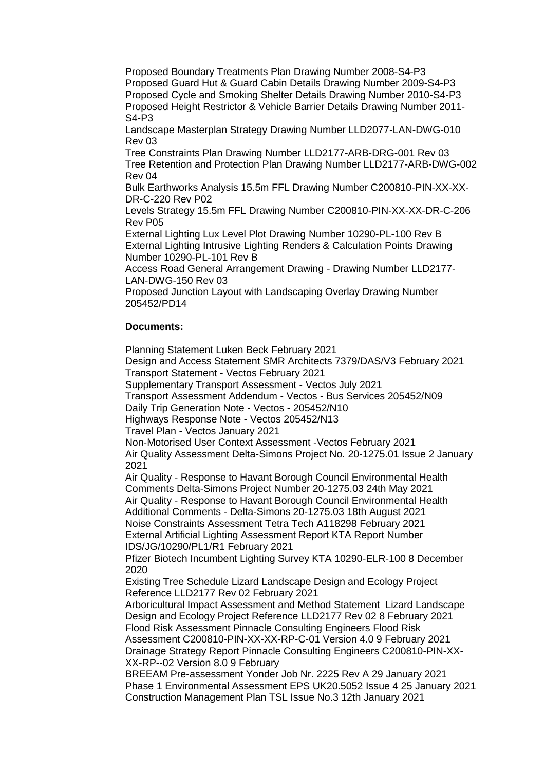Proposed Boundary Treatments Plan Drawing Number 2008-S4-P3
Proposed Guard Hut & Guard Cabin Details Drawing Number 2009-S4-P3
Proposed Cycle and Smoking Shelter Details Drawing Number 2010-S4-P3
Proposed Height Restrictor & Vehicle Barrier Details Drawing Number 2011-S4-P3
Landscape Masterplan Strategy Drawing Number LLD2077-LAN-DWG-010 Rev 03
Tree Constraints Plan Drawing Number LLD2177-ARB-DRG-001 Rev 03
Tree Retention and Protection Plan Drawing Number LLD2177-ARB-DWG-002 Rev 04
Bulk Earthworks Analysis 15.5m FFL Drawing Number C200810-PIN-XX-XX-DR-C-220 Rev P02
Levels Strategy 15.5m FFL Drawing Number C200810-PIN-XX-XX-DR-C-206 Rev P05
External Lighting Lux Level Plot Drawing Number 10290-PL-100 Rev B
External Lighting Intrusive Lighting Renders & Calculation Points Drawing Number 10290-PL-101 Rev B
Access Road General Arrangement Drawing - Drawing Number LLD2177-LAN-DWG-150 Rev 03
Proposed Junction Layout with Landscaping Overlay Drawing Number 205452/PD14

**Documents:**

Planning Statement Luken Beck February 2021
Design and Access Statement SMR Architects 7379/DAS/V3 February 2021
Transport Statement - Vectos February 2021
Supplementary Transport Assessment - Vectos July 2021
Transport Assessment Addendum - Vectos - Bus Services 205452/N09
Daily Trip Generation Note - Vectos - 205452/N10
Highways Response Note - Vectos 205452/N13
Travel Plan - Vectos January 2021
Non-Motorised User Context Assessment -Vectos February 2021
Air Quality Assessment Delta-Simons Project No. 20-1275.01 Issue 2 January 2021
Air Quality - Response to Havant Borough Council Environmental Health Comments Delta-Simons Project Number 20-1275.03 24th May 2021
Air Quality - Response to Havant Borough Council Environmental Health Additional Comments - Delta-Simons 20-1275.03 18th August 2021
Noise Constraints Assessment Tetra Tech A118298 February 2021
External Artificial Lighting Assessment Report KTA Report Number IDS/JG/10290/PL1/R1 February 2021
Pfizer Biotech Incumbent Lighting Survey KTA 10290-ELR-100 8 December 2020
Existing Tree Schedule Lizard Landscape Design and Ecology Project Reference LLD2177 Rev 02 February 2021
Arboricultural Impact Assessment and Method Statement Lizard Landscape Design and Ecology Project Reference LLD2177 Rev 02 8 February 2021
Flood Risk Assessment Pinnacle Consulting Engineers Flood Risk Assessment C200810-PIN-XX-XX-RP-C-01 Version 4.0 9 February 2021
Drainage Strategy Report Pinnacle Consulting Engineers C200810-PIN-XX-XX-RP--02 Version 8.0 9 February
BREEAM Pre-assessment Yonder Job Nr. 2225 Rev A 29 January 2021
Phase 1 Environmental Assessment EPS UK20.5052 Issue 4 25 January 2021
Construction Management Plan TSL Issue No.3 12th January 2021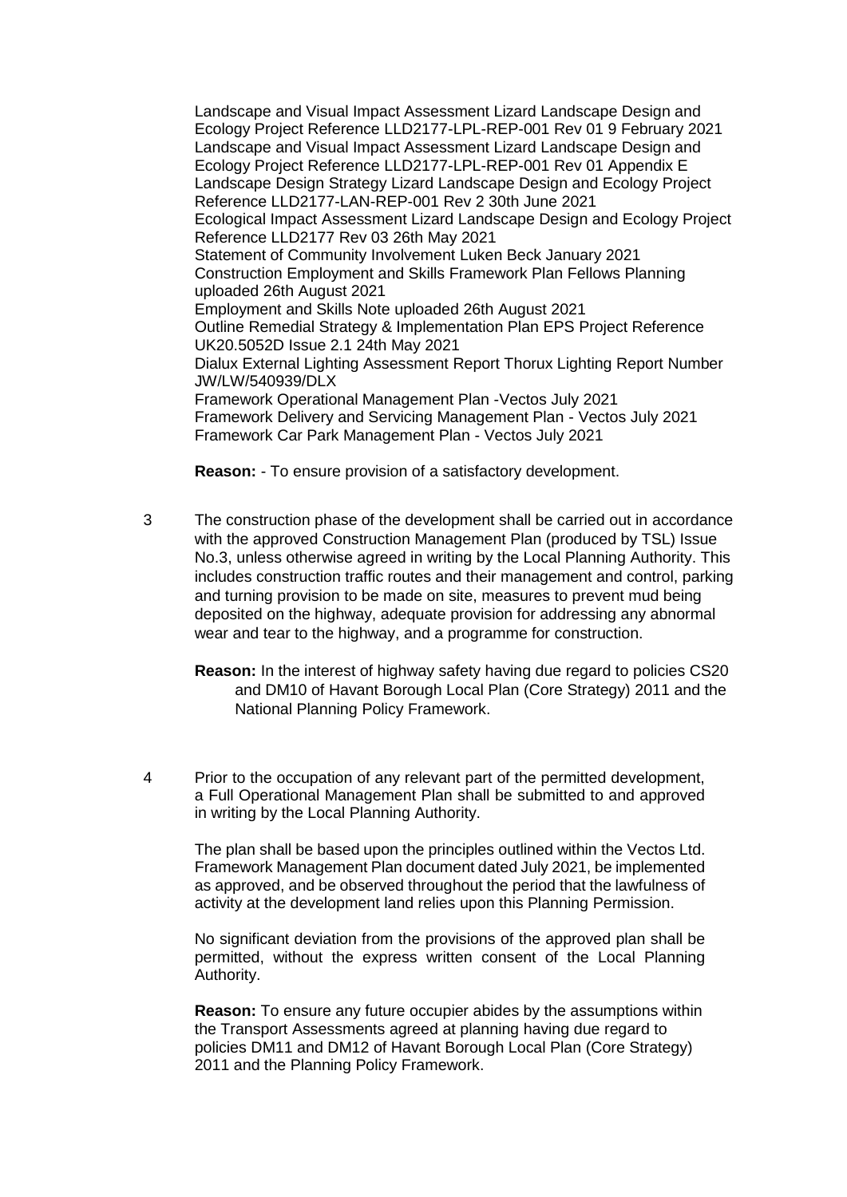Landscape and Visual Impact Assessment Lizard Landscape Design and Ecology Project Reference LLD2177-LPL-REP-001 Rev 01 9 February 2021
Landscape and Visual Impact Assessment Lizard Landscape Design and Ecology Project Reference LLD2177-LPL-REP-001 Rev 01 Appendix E
Landscape Design Strategy Lizard Landscape Design and Ecology Project Reference LLD2177-LAN-REP-001 Rev 2 30th June 2021
Ecological Impact Assessment Lizard Landscape Design and Ecology Project Reference LLD2177 Rev 03 26th May 2021
Statement of Community Involvement Luken Beck January 2021
Construction Employment and Skills Framework Plan Fellows Planning uploaded 26th August 2021
Employment and Skills Note uploaded 26th August 2021
Outline Remedial Strategy & Implementation Plan EPS Project Reference UK20.5052D Issue 2.1 24th May 2021
Dialux External Lighting Assessment Report Thorux Lighting Report Number JW/LW/540939/DLX
Framework Operational Management Plan -Vectos July 2021
Framework Delivery and Servicing Management Plan - Vectos July 2021
Framework Car Park Management Plan - Vectos July 2021

**Reason:** - To ensure provision of a satisfactory development.

3 The construction phase of the development shall be carried out in accordance with the approved Construction Management Plan (produced by TSL) Issue No.3, unless otherwise agreed in writing by the Local Planning Authority. This includes construction traffic routes and their management and control, parking and turning provision to be made on site, measures to prevent mud being deposited on the highway, adequate provision for addressing any abnormal wear and tear to the highway, and a programme for construction.

**Reason:** In the interest of highway safety having due regard to policies CS20 and DM10 of Havant Borough Local Plan (Core Strategy) 2011 and the National Planning Policy Framework.

4 Prior to the occupation of any relevant part of the permitted development, a Full Operational Management Plan shall be submitted to and approved in writing by the Local Planning Authority.

The plan shall be based upon the principles outlined within the Vectos Ltd. Framework Management Plan document dated July 2021, be implemented as approved, and be observed throughout the period that the lawfulness of activity at the development land relies upon this Planning Permission.

No significant deviation from the provisions of the approved plan shall be permitted, without the express written consent of the Local Planning Authority.

**Reason:** To ensure any future occupier abides by the assumptions within the Transport Assessments agreed at planning having due regard to policies DM11 and DM12 of Havant Borough Local Plan (Core Strategy) 2011 and the Planning Policy Framework.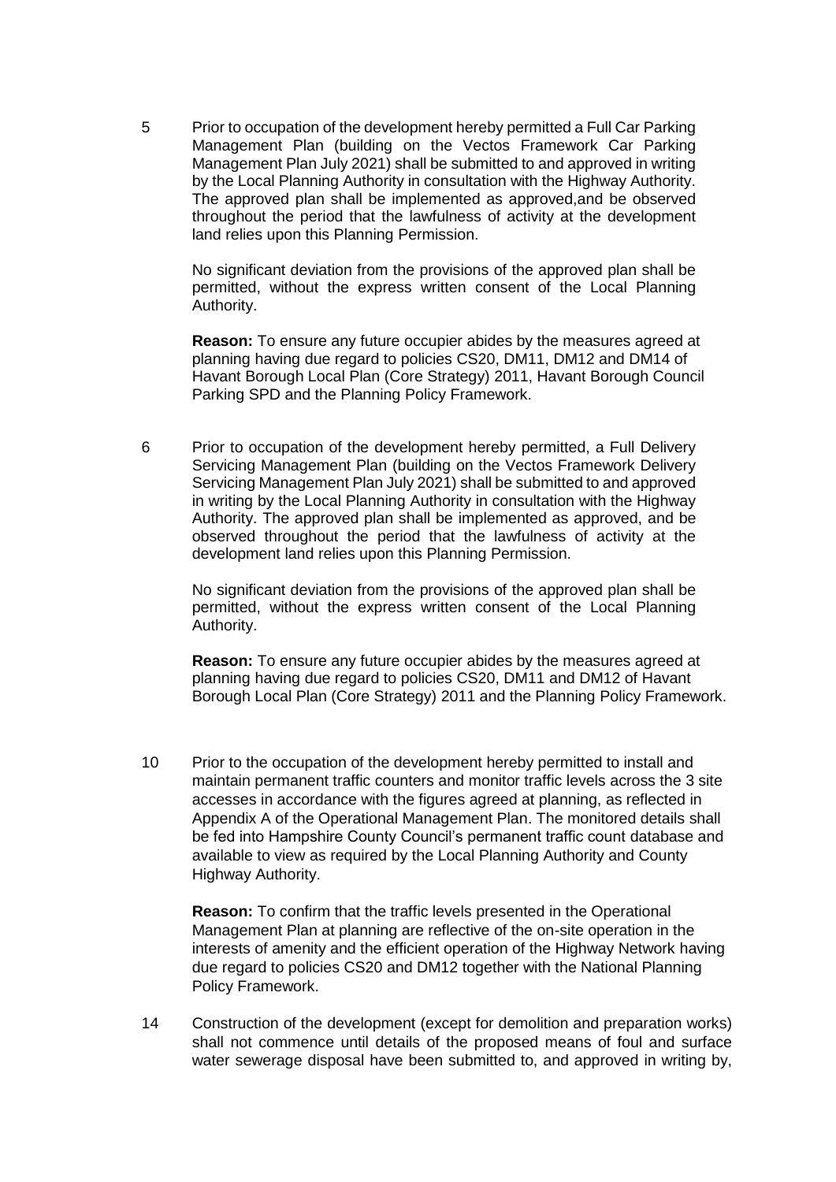5 Prior to occupation of the development hereby permitted a Full Car Parking Management Plan (building on the Vectos Framework Car Parking Management Plan July 2021) shall be submitted to and approved in writing by the Local Planning Authority in consultation with the Highway Authority. The approved plan shall be implemented as approved,and be observed throughout the period that the lawfulness of activity at the development land relies upon this Planning Permission.

No significant deviation from the provisions of the approved plan shall be permitted, without the express written consent of the Local Planning Authority.

**Reason:** To ensure any future occupier abides by the measures agreed at planning having due regard to policies CS20, DM11, DM12 and DM14 of Havant Borough Local Plan (Core Strategy) 2011, Havant Borough Council Parking SPD and the Planning Policy Framework.

6 Prior to occupation of the development hereby permitted, a Full Delivery Servicing Management Plan (building on the Vectos Framework Delivery Servicing Management Plan July 2021) shall be submitted to and approved in writing by the Local Planning Authority in consultation with the Highway Authority. The approved plan shall be implemented as approved, and be observed throughout the period that the lawfulness of activity at the development land relies upon this Planning Permission.

No significant deviation from the provisions of the approved plan shall be permitted, without the express written consent of the Local Planning Authority.

**Reason:** To ensure any future occupier abides by the measures agreed at planning having due regard to policies CS20, DM11 and DM12 of Havant Borough Local Plan (Core Strategy) 2011 and the Planning Policy Framework.

10 Prior to the occupation of the development hereby permitted to install and maintain permanent traffic counters and monitor traffic levels across the 3 site accesses in accordance with the figures agreed at planning, as reflected in Appendix A of the Operational Management Plan. The monitored details shall be fed into Hampshire County Council's permanent traffic count database and available to view as required by the Local Planning Authority and County Highway Authority.

**Reason:** To confirm that the traffic levels presented in the Operational Management Plan at planning are reflective of the on-site operation in the interests of amenity and the efficient operation of the Highway Network having due regard to policies CS20 and DM12 together with the National Planning Policy Framework.

14 Construction of the development (except for demolition and preparation works) shall not commence until details of the proposed means of foul and surface water sewerage disposal have been submitted to, and approved in writing by,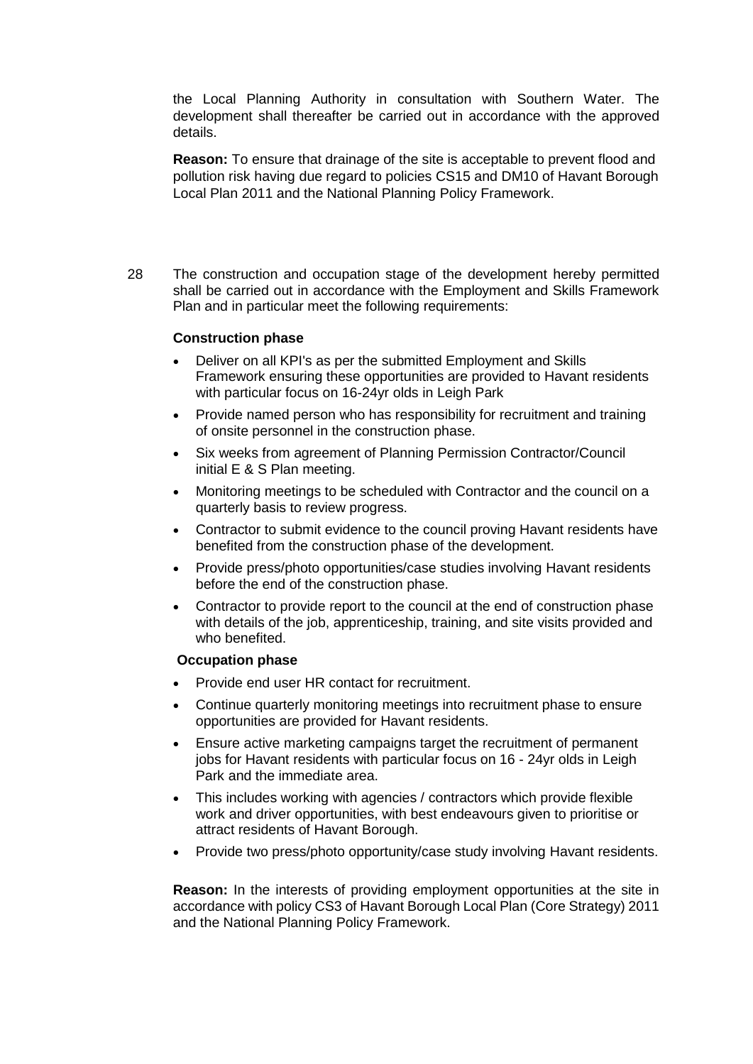the Local Planning Authority in consultation with Southern Water. The development shall thereafter be carried out in accordance with the approved details.

**Reason:** To ensure that drainage of the site is acceptable to prevent flood and pollution risk having due regard to policies CS15 and DM10 of Havant Borough Local Plan 2011 and the National Planning Policy Framework.

28 The construction and occupation stage of the development hereby permitted shall be carried out in accordance with the Employment and Skills Framework Plan and in particular meet the following requirements:

**Construction phase**

- Deliver on all KPI's as per the submitted Employment and Skills Framework ensuring these opportunities are provided to Havant residents with particular focus on 16-24yr olds in Leigh Park
- Provide named person who has responsibility for recruitment and training of onsite personnel in the construction phase.
- Six weeks from agreement of Planning Permission Contractor/Council initial E & S Plan meeting.
- Monitoring meetings to be scheduled with Contractor and the council on a quarterly basis to review progress.
- Contractor to submit evidence to the council proving Havant residents have benefited from the construction phase of the development.
- Provide press/photo opportunities/case studies involving Havant residents before the end of the construction phase.
- Contractor to provide report to the council at the end of construction phase with details of the job, apprenticeship, training, and site visits provided and who benefited.

**Occupation phase**

- Provide end user HR contact for recruitment.
- Continue quarterly monitoring meetings into recruitment phase to ensure opportunities are provided for Havant residents.
- Ensure active marketing campaigns target the recruitment of permanent jobs for Havant residents with particular focus on 16 - 24yr olds in Leigh Park and the immediate area.
- This includes working with agencies / contractors which provide flexible work and driver opportunities, with best endeavours given to prioritise or attract residents of Havant Borough.
- Provide two press/photo opportunity/case study involving Havant residents.

**Reason:** In the interests of providing employment opportunities at the site in accordance with policy CS3 of Havant Borough Local Plan (Core Strategy) 2011 and the National Planning Policy Framework.